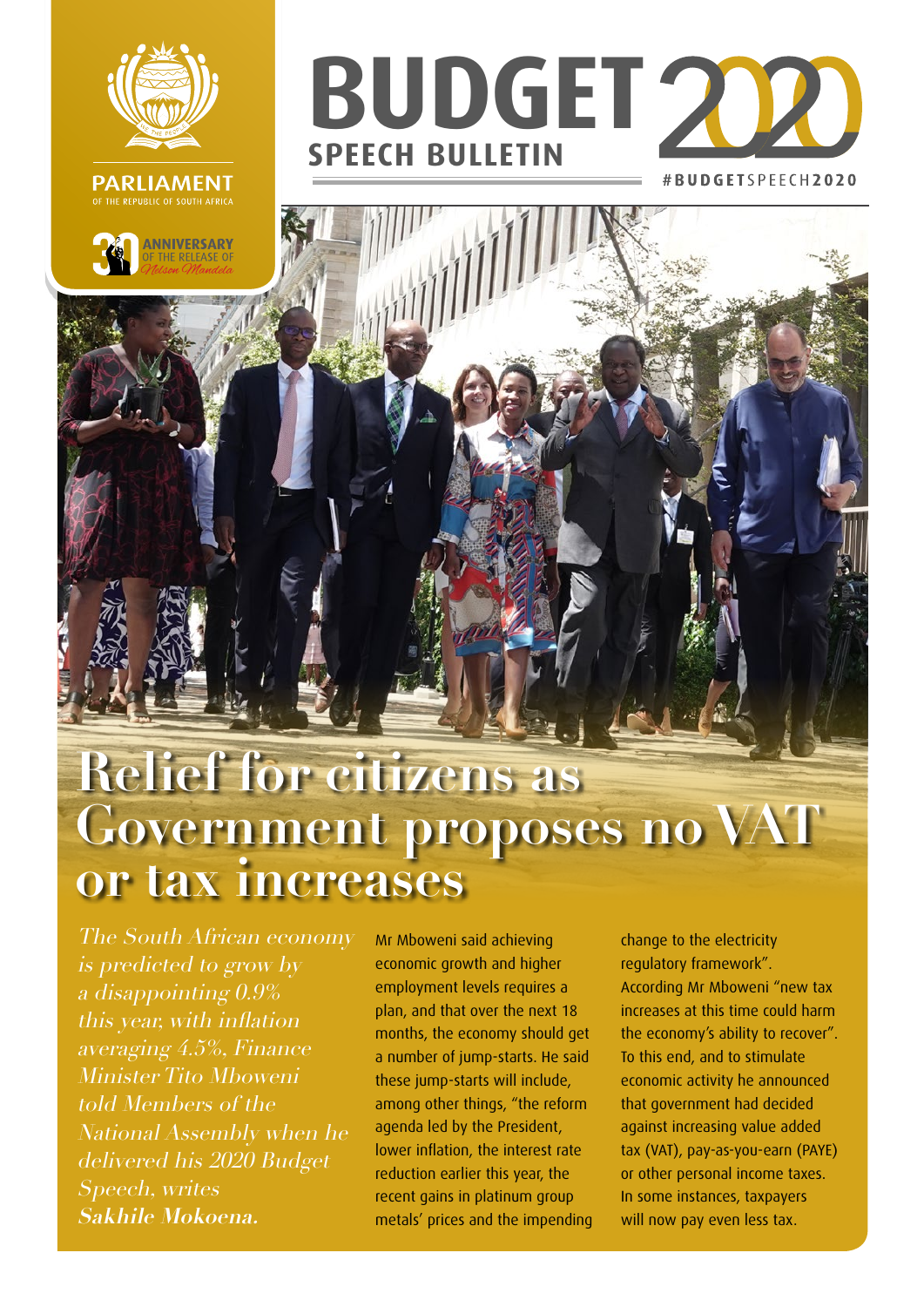PARLIAMENT
OF THE REPUBLIC OF SOUTH AFRICA

30 ANNIVERSARY OF THE RELEASE OF Nelson Mandela

# BUDGET 2020
## SPEECH BULLETIN

#BUDGETSPEECH2020

# Relief for citizens as Government proposes no VAT or tax increases

*The South African economy is predicted to grow by a disappointing 0.9% this year, with inflation averaging 4.5%, Finance Minister Tito Mboweni told Members of the National Assembly when he delivered his 2020 Budget Speech, writes* ***Sakhile Mokoena.***

Mr Mboweni said achieving economic growth and higher employment levels requires a plan, and that over the next 18 months, the economy should get a number of jump-starts. He said these jump-starts will include, among other things, "the reform agenda led by the President, lower inflation, the interest rate reduction earlier this year, the recent gains in platinum group metals' prices and the impending change to the electricity regulatory framework".

According Mr Mboweni "new tax increases at this time could harm the economy's ability to recover". To this end, and to stimulate economic activity he announced that government had decided against increasing value added tax (VAT), pay-as-you-earn (PAYE) or other personal income taxes. In some instances, taxpayers will now pay even less tax.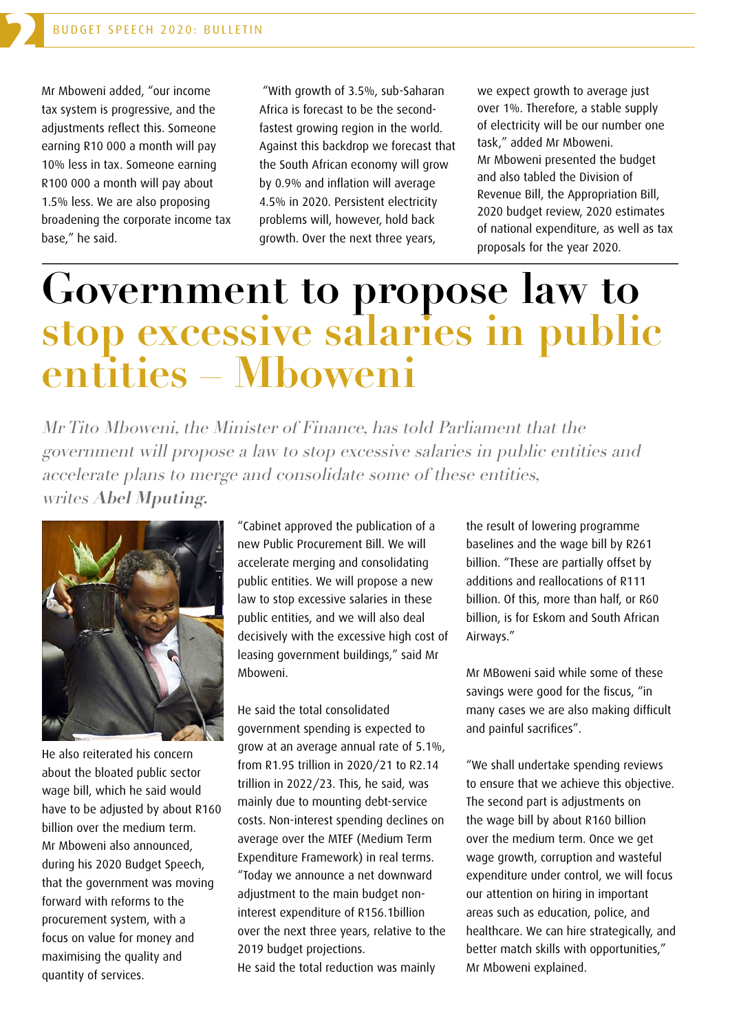Mr Mboweni added, "our income tax system is progressive, and the adjustments reflect this. Someone earning R10 000 a month will pay 10% less in tax. Someone earning R100 000 a month will pay about 1.5% less. We are also proposing broadening the corporate income tax base," he said.

"With growth of 3.5%, sub-Saharan Africa is forecast to be the second-fastest growing region in the world. Against this backdrop we forecast that the South African economy will grow by 0.9% and inflation will average 4.5% in 2020. Persistent electricity problems will, however, hold back growth. Over the next three years, we expect growth to average just over 1%. Therefore, a stable supply of electricity will be our number one task," added Mr Mboweni.

Mr Mboweni presented the budget and also tabled the Division of Revenue Bill, the Appropriation Bill, 2020 budget review, 2020 estimates of national expenditure, as well as tax proposals for the year 2020.

# Government to propose law to stop excessive salaries in public entities – Mboweni

*Mr Tito Mboweni, the Minister of Finance, has told Parliament that the government will propose a law to stop excessive salaries in public entities and accelerate plans to merge and consolidate some of these entities, writes* ***Abel Mputing.***

He also reiterated his concern about the bloated public sector wage bill, which he said would have to be adjusted by about R160 billion over the medium term.

Mr Mboweni also announced, during his 2020 Budget Speech, that the government was moving forward with reforms to the procurement system, with a focus on value for money and maximising the quality and quantity of services.

"Cabinet approved the publication of a new Public Procurement Bill. We will accelerate merging and consolidating public entities. We will propose a new law to stop excessive salaries in these public entities, and we will also deal decisively with the excessive high cost of leasing government buildings," said Mr Mboweni.

He said the total consolidated government spending is expected to grow at an average annual rate of 5.1%, from R1.95 trillion in 2020/21 to R2.14 trillion in 2022/23. This, he said, was mainly due to mounting debt-service costs. Non-interest spending declines on average over the MTEF (Medium Term Expenditure Framework) in real terms. "Today we announce a net downward adjustment to the main budget non-interest expenditure of R156.1billion over the next three years, relative to the 2019 budget projections.

He said the total reduction was mainly the result of lowering programme baselines and the wage bill by R261 billion. "These are partially offset by additions and reallocations of R111 billion. Of this, more than half, or R60 billion, is for Eskom and South African Airways."

Mr MBoweni said while some of these savings were good for the fiscus, "in many cases we are also making difficult and painful sacrifices".

"We shall undertake spending reviews to ensure that we achieve this objective. The second part is adjustments on the wage bill by about R160 billion over the medium term. Once we get wage growth, corruption and wasteful expenditure under control, we will focus our attention on hiring in important areas such as education, police, and healthcare. We can hire strategically, and better match skills with opportunities," Mr Mboweni explained.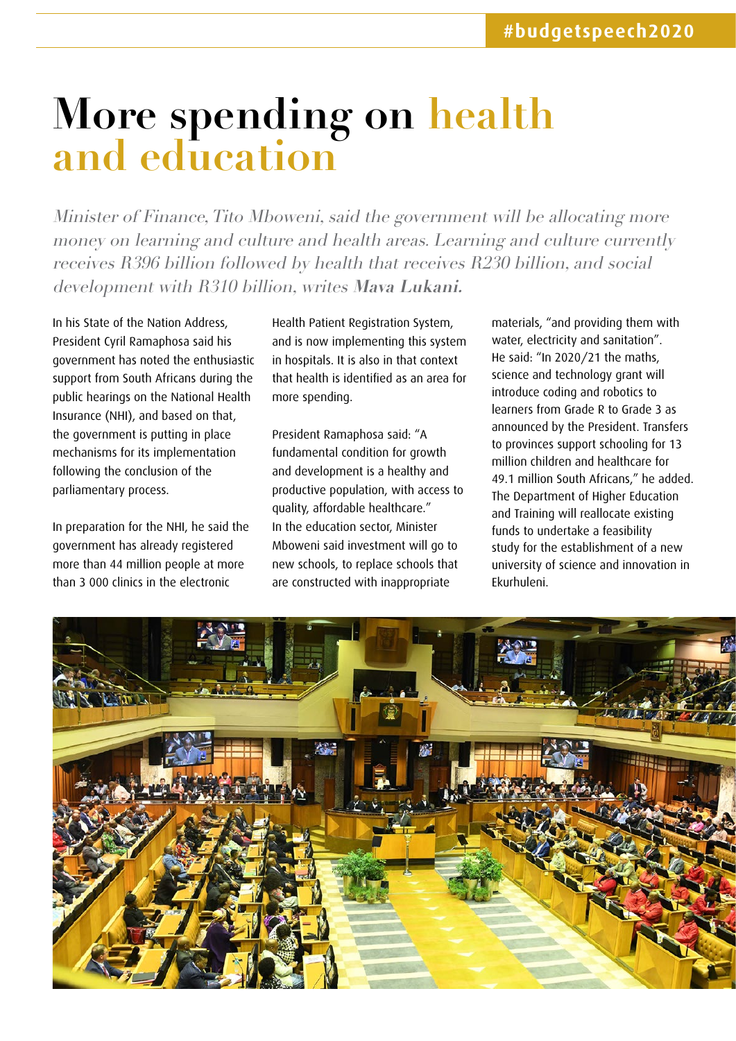# More spending on health and education

*Minister of Finance, Tito Mboweni, said the government will be allocating more money on learning and culture and health areas. Learning and culture currently receives R396 billion followed by health that receives R230 billion, and social development with R310 billion, writes **Mava Lukani.***

In his State of the Nation Address, President Cyril Ramaphosa said his government has noted the enthusiastic support from South Africans during the public hearings on the National Health Insurance (NHI), and based on that, the government is putting in place mechanisms for its implementation following the conclusion of the parliamentary process.

In preparation for the NHI, he said the government has already registered more than 44 million people at more than 3 000 clinics in the electronic Health Patient Registration System, and is now implementing this system in hospitals. It is also in that context that health is identified as an area for more spending.

President Ramaphosa said: "A fundamental condition for growth and development is a healthy and productive population, with access to quality, affordable healthcare."
In the education sector, Minister Mboweni said investment will go to new schools, to replace schools that are constructed with inappropriate materials, "and providing them with water, electricity and sanitation".
He said: "In 2020/21 the maths, science and technology grant will introduce coding and robotics to learners from Grade R to Grade 3 as announced by the President. Transfers to provinces support schooling for 13 million children and healthcare for 49.1 million South Africans," he added.
The Department of Higher Education and Training will reallocate existing funds to undertake a feasibility study for the establishment of a new university of science and innovation in Ekurhuleni.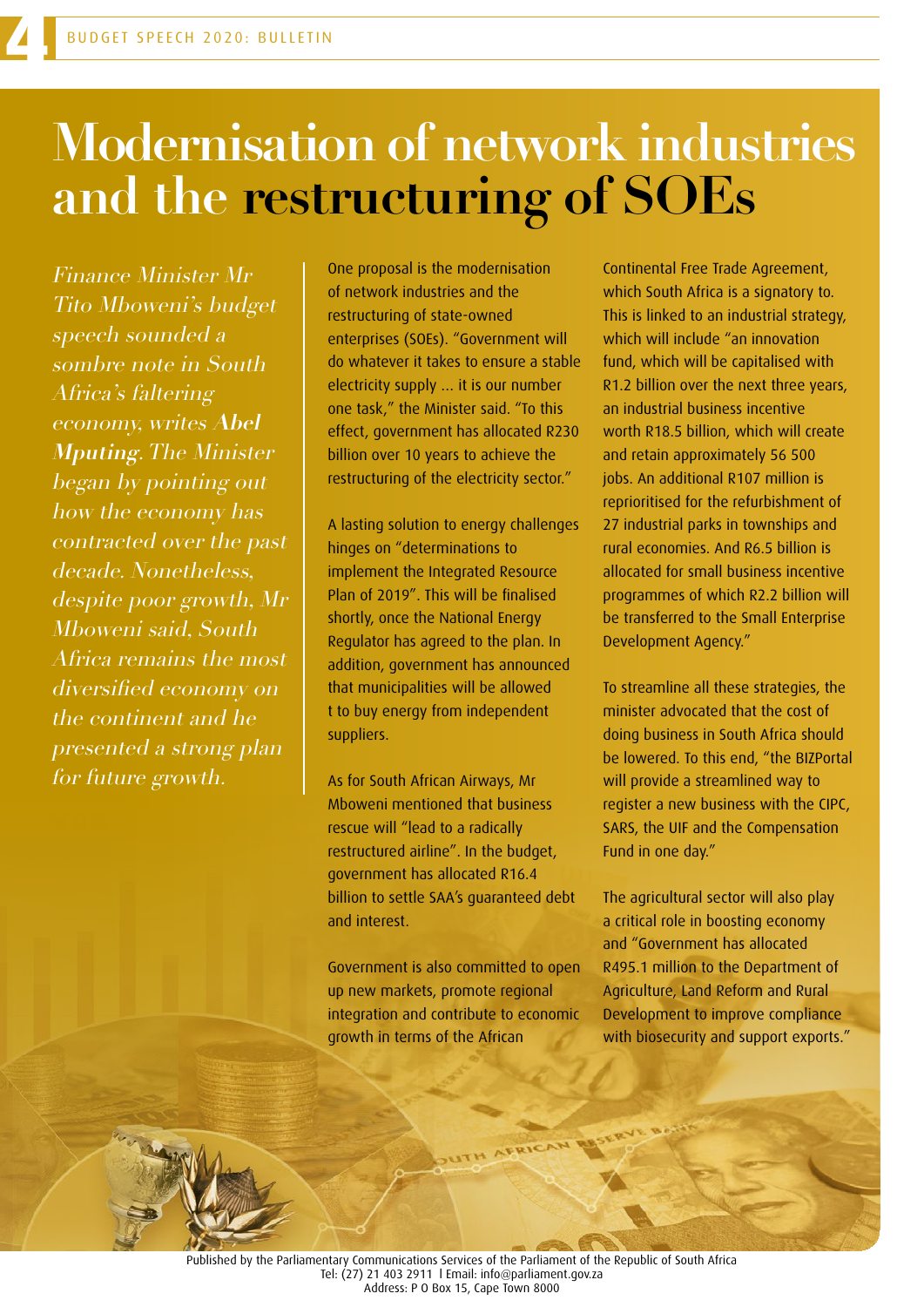# Modernisation of network industries and the restructuring of SOEs

*Finance Minister Mr Tito Mboweni's budget speech sounded a sombre note in South Africa's faltering economy, writes **Abel Mputing**. The Minister began by pointing out how the economy has contracted over the past decade. Nonetheless, despite poor growth, Mr Mboweni said, South Africa remains the most diversified economy on the continent and he presented a strong plan for future growth.*

One proposal is the modernisation of network industries and the restructuring of state-owned enterprises (SOEs). "Government will do whatever it takes to ensure a stable electricity supply ... it is our number one task," the Minister said. "To this effect, government has allocated R230 billion over 10 years to achieve the restructuring of the electricity sector."

A lasting solution to energy challenges hinges on "determinations to implement the Integrated Resource Plan of 2019". This will be finalised shortly, once the National Energy Regulator has agreed to the plan. In addition, government has announced that municipalities will be allowed t to buy energy from independent suppliers.

As for South African Airways, Mr Mboweni mentioned that business rescue will "lead to a radically restructured airline". In the budget, government has allocated R16.4 billion to settle SAA's guaranteed debt and interest.

Government is also committed to open up new markets, promote regional integration and contribute to economic growth in terms of the African Continental Free Trade Agreement, which South Africa is a signatory to. This is linked to an industrial strategy, which will include "an innovation fund, which will be capitalised with R1.2 billion over the next three years, an industrial business incentive worth R18.5 billion, which will create and retain approximately 56 500 jobs. An additional R107 million is reprioritised for the refurbishment of 27 industrial parks in townships and rural economies. And R6.5 billion is allocated for small business incentive programmes of which R2.2 billion will be transferred to the Small Enterprise Development Agency."

To streamline all these strategies, the minister advocated that the cost of doing business in South Africa should be lowered. To this end, "the BIZPortal will provide a streamlined way to register a new business with the CIPC, SARS, the UIF and the Compensation Fund in one day."

The agricultural sector will also play a critical role in boosting economy and "Government has allocated R495.1 million to the Department of Agriculture, Land Reform and Rural Development to improve compliance with biosecurity and support exports."

Published by the Parliamentary Communications Services of the Parliament of the Republic of South Africa
Tel: (27) 21 403 2911 | Email: info@parliament.gov.za
Address: P O Box 15, Cape Town 8000